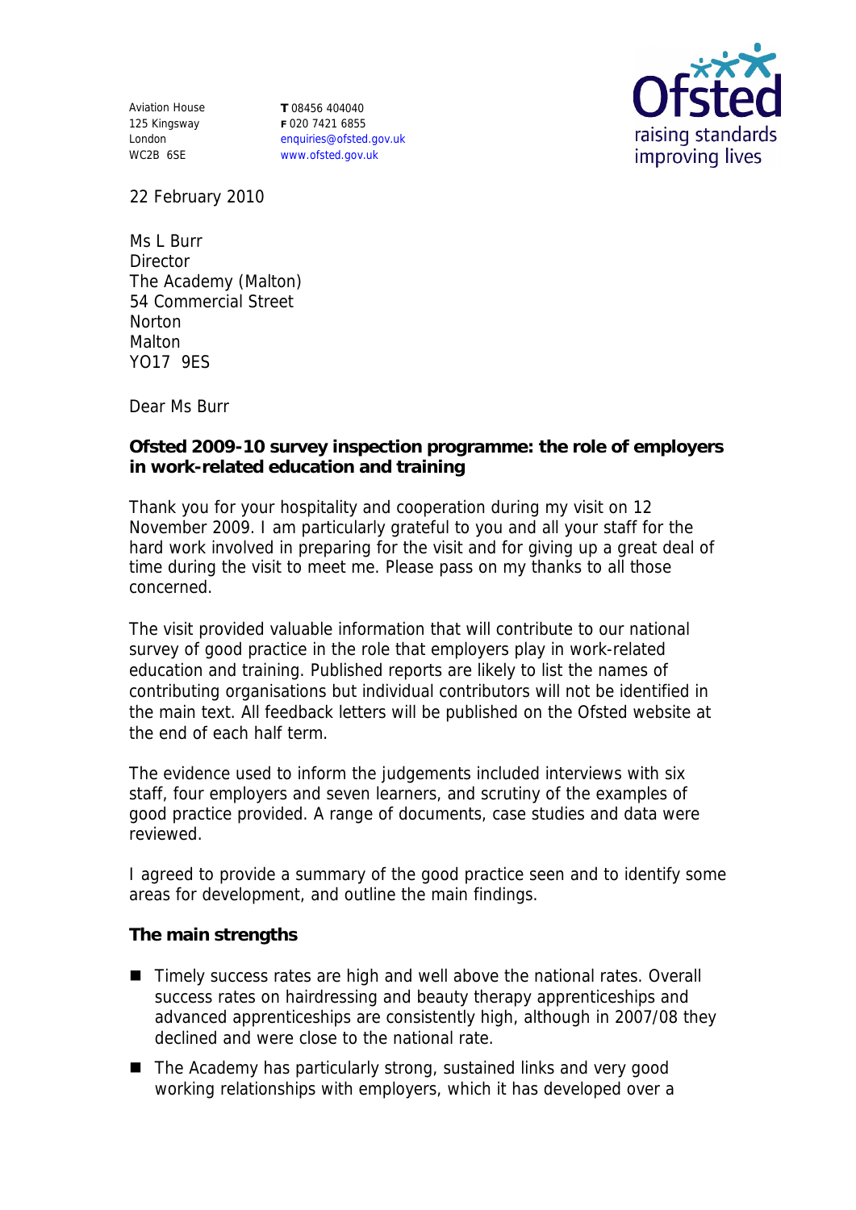Aviation House
125 Kingsway
London
WC2B 6SE

**T** 08456 404040
**F** 020 7421 6855
enquiries@ofsted.gov.uk
www.ofsted.gov.uk

Ofsted
raising standards
improving lives

22 February 2010

Ms L Burr
Director
The Academy (Malton)
54 Commercial Street
Norton
Malton
YO17 9ES

Dear Ms Burr

**Ofsted 2009-10 survey inspection programme: the role of employers in work-related education and training**

Thank you for your hospitality and cooperation during my visit on 12 November 2009. I am particularly grateful to you and all your staff for the hard work involved in preparing for the visit and for giving up a great deal of time during the visit to meet me. Please pass on my thanks to all those concerned.

The visit provided valuable information that will contribute to our national survey of good practice in the role that employers play in work-related education and training. Published reports are likely to list the names of contributing organisations but individual contributors will not be identified in the main text. All feedback letters will be published on the Ofsted website at the end of each half term.

The evidence used to inform the judgements included interviews with six staff, four employers and seven learners, and scrutiny of the examples of good practice provided. A range of documents, case studies and data were reviewed.

I agreed to provide a summary of the good practice seen and to identify some areas for development, and outline the main findings.

**The main strengths**

- Timely success rates are high and well above the national rates. Overall success rates on hairdressing and beauty therapy apprenticeships and advanced apprenticeships are consistently high, although in 2007/08 they declined and were close to the national rate.
- The Academy has particularly strong, sustained links and very good working relationships with employers, which it has developed over a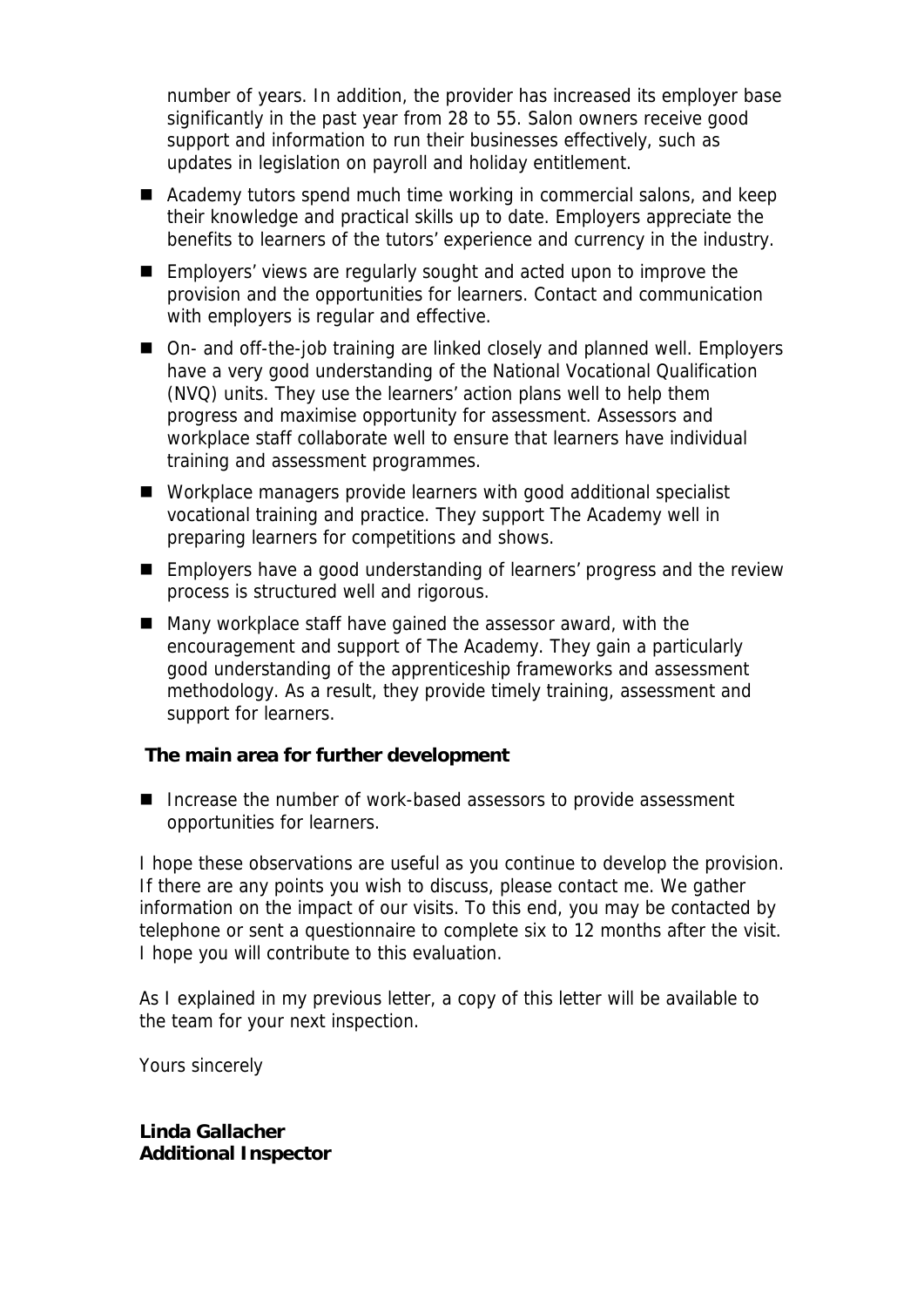number of years. In addition, the provider has increased its employer base significantly in the past year from 28 to 55. Salon owners receive good support and information to run their businesses effectively, such as updates in legislation on payroll and holiday entitlement.

- Academy tutors spend much time working in commercial salons, and keep their knowledge and practical skills up to date. Employers appreciate the benefits to learners of the tutors' experience and currency in the industry.
- Employers' views are regularly sought and acted upon to improve the provision and the opportunities for learners. Contact and communication with employers is regular and effective.
- On- and off-the-job training are linked closely and planned well. Employers have a very good understanding of the National Vocational Qualification (NVQ) units. They use the learners' action plans well to help them progress and maximise opportunity for assessment. Assessors and workplace staff collaborate well to ensure that learners have individual training and assessment programmes.
- Workplace managers provide learners with good additional specialist vocational training and practice. They support The Academy well in preparing learners for competitions and shows.
- Employers have a good understanding of learners' progress and the review process is structured well and rigorous.
- Many workplace staff have gained the assessor award, with the encouragement and support of The Academy. They gain a particularly good understanding of the apprenticeship frameworks and assessment methodology. As a result, they provide timely training, assessment and support for learners.

**The main area for further development**

- Increase the number of work-based assessors to provide assessment opportunities for learners.

I hope these observations are useful as you continue to develop the provision. If there are any points you wish to discuss, please contact me. We gather information on the impact of our visits. To this end, you may be contacted by telephone or sent a questionnaire to complete six to 12 months after the visit. I hope you will contribute to this evaluation.

As I explained in my previous letter, a copy of this letter will be available to the team for your next inspection.

Yours sincerely

**Linda Gallacher**
**Additional Inspector**